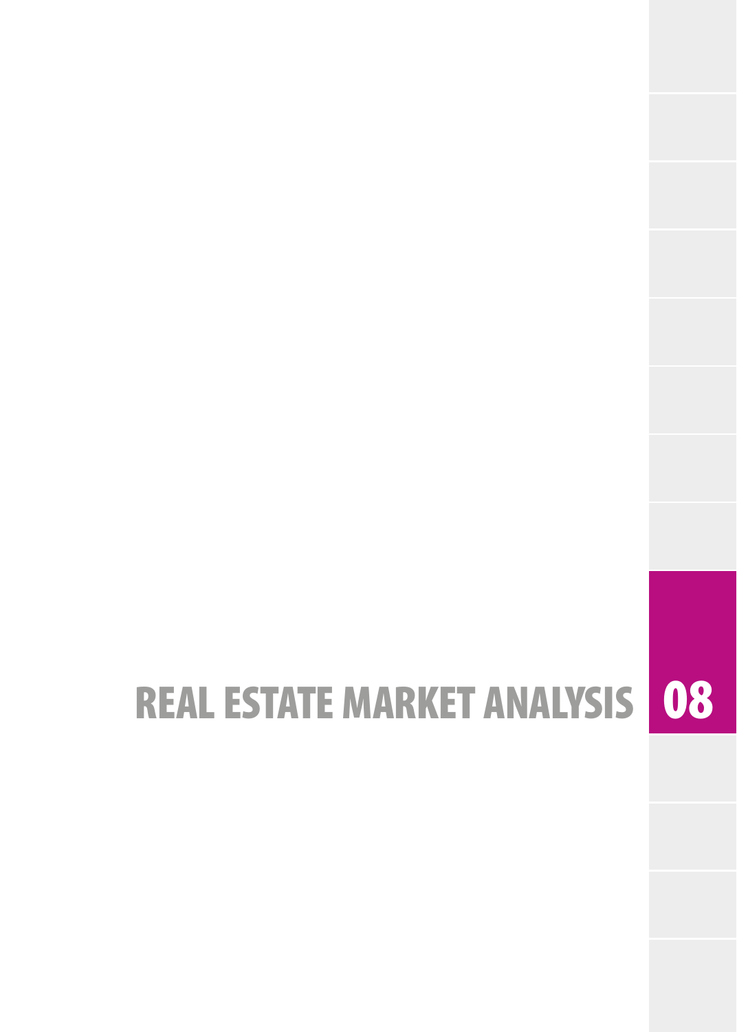# REAL ESTATE MARKET ANALYSIS 08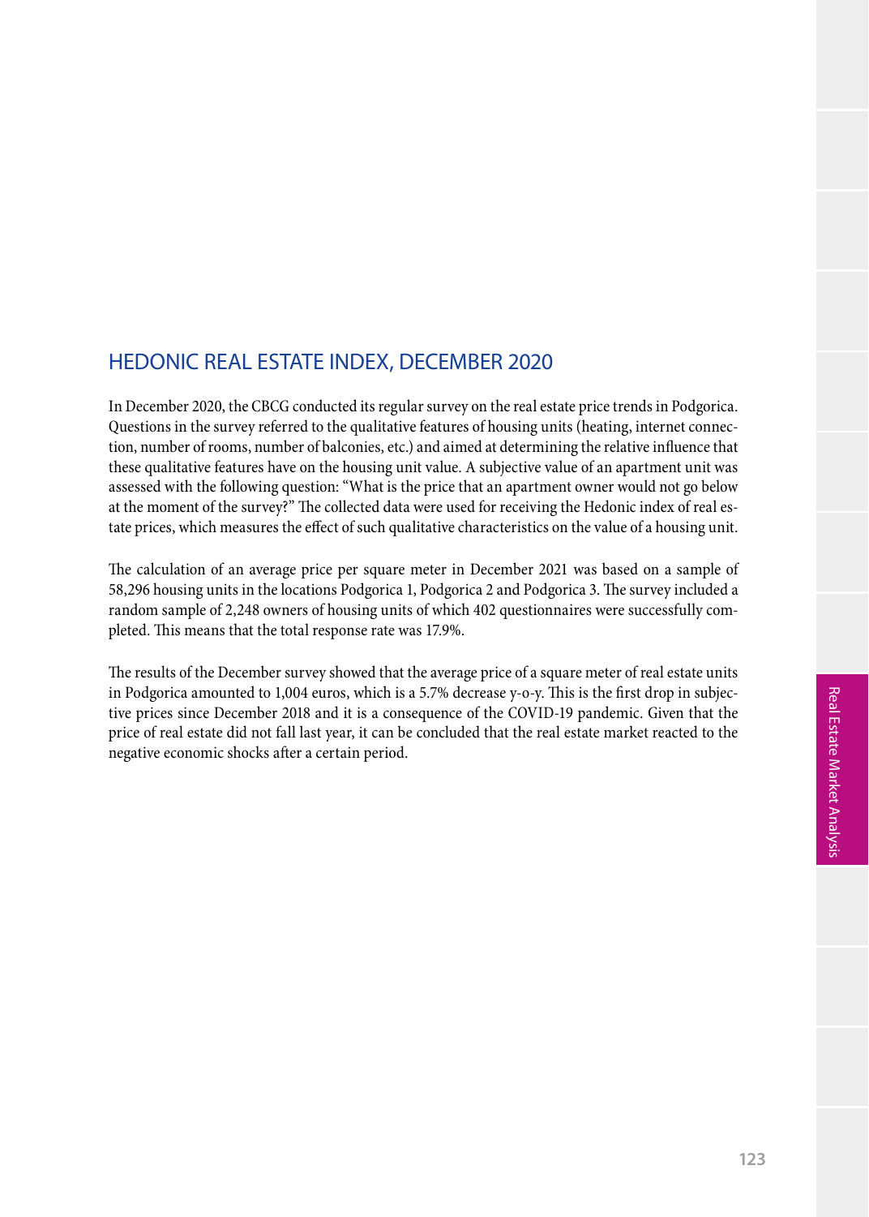## HEDONIC REAL ESTATE INDEX, DECEMBER 2020

In December 2020, the CBCG conducted its regular survey on the real estate price trends in Podgorica. Questions in the survey referred to the qualitative features of housing units (heating, internet connection, number of rooms, number of balconies, etc.) and aimed at determining the relative influence that these qualitative features have on the housing unit value. A subjective value of an apartment unit was assessed with the following question: "What is the price that an apartment owner would not go below at the moment of the survey?" The collected data were used for receiving the Hedonic index of real estate prices, which measures the effect of such qualitative characteristics on the value of a housing unit.

The calculation of an average price per square meter in December 2021 was based on a sample of 58,296 housing units in the locations Podgorica 1, Podgorica 2 and Podgorica 3. The survey included a random sample of 2,248 owners of housing units of which 402 questionnaires were successfully completed. This means that the total response rate was 17.9%.

The results of the December survey showed that the average price of a square meter of real estate units in Podgorica amounted to 1,004 euros, which is a 5.7% decrease y-o-y. This is the first drop in subjective prices since December 2018 and it is a consequence of the COVID-19 pandemic. Given that the price of real estate did not fall last year, it can be concluded that the real estate market reacted to the negative economic shocks after a certain period.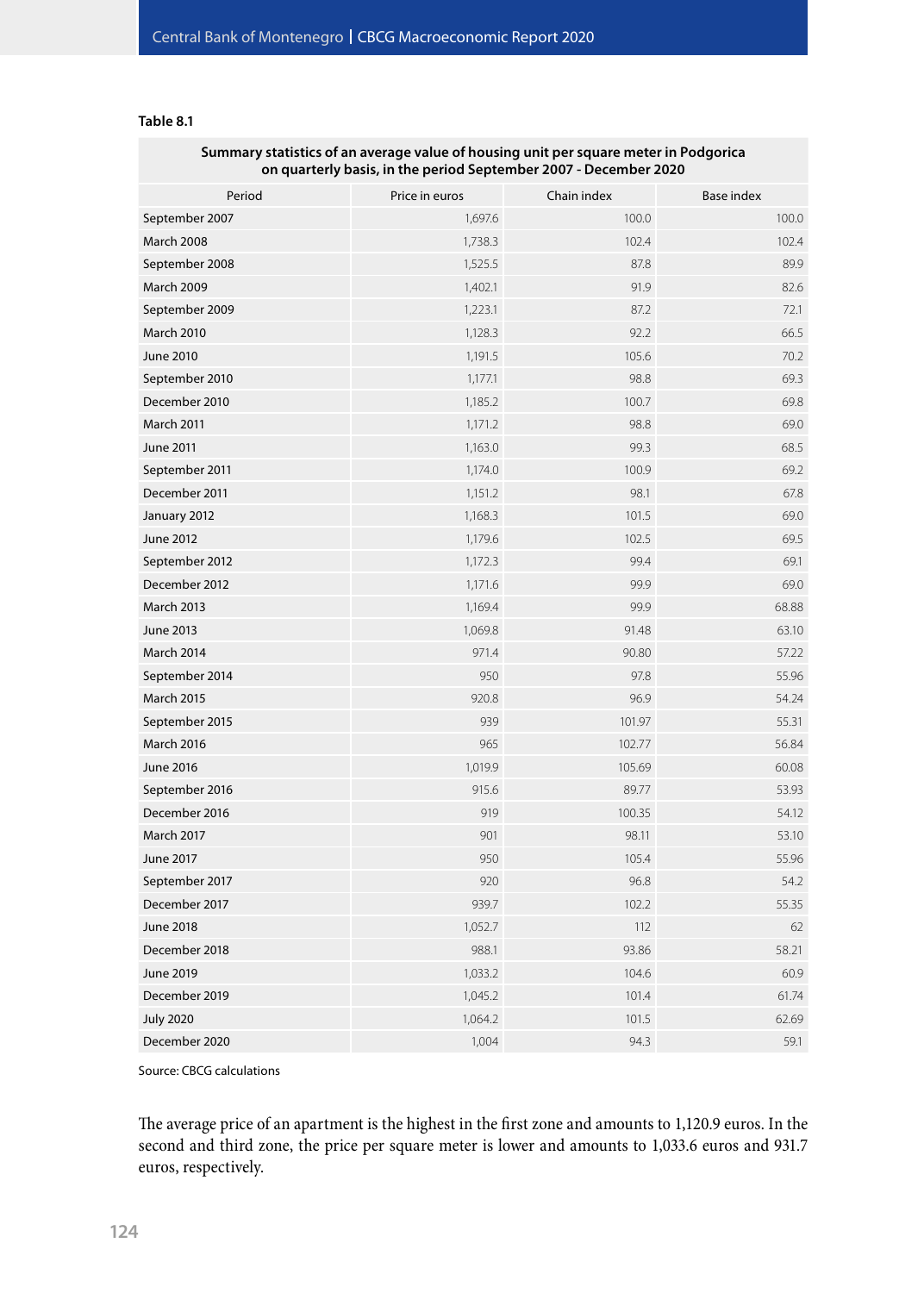**Table 8.1**

| Summary statistics of an average value of housing unit per square meter in Podgorica on quarterly basis, in the period September 2007 - December 2020 | | | |
|---|---|---|---|
| Period | Price in euros | Chain index | Base index |
| September 2007 | 1,697.6 | 100.0 | 100.0 |
| March 2008 | 1,738.3 | 102.4 | 102.4 |
| September 2008 | 1,525.5 | 87.8 | 89.9 |
| March 2009 | 1,402.1 | 91.9 | 82.6 |
| September 2009 | 1,223.1 | 87.2 | 72.1 |
| March 2010 | 1,128.3 | 92.2 | 66.5 |
| June 2010 | 1,191.5 | 105.6 | 70.2 |
| September 2010 | 1,177.1 | 98.8 | 69.3 |
| December 2010 | 1,185.2 | 100.7 | 69.8 |
| March 2011 | 1,171.2 | 98.8 | 69.0 |
| June 2011 | 1,163.0 | 99.3 | 68.5 |
| September 2011 | 1,174.0 | 100.9 | 69.2 |
| December 2011 | 1,151.2 | 98.1 | 67.8 |
| January 2012 | 1,168.3 | 101.5 | 69.0 |
| June 2012 | 1,179.6 | 102.5 | 69.5 |
| September 2012 | 1,172.3 | 99.4 | 69.1 |
| December 2012 | 1,171.6 | 99.9 | 69.0 |
| March 2013 | 1,169.4 | 99.9 | 68.88 |
| June 2013 | 1,069.8 | 91.48 | 63.10 |
| March 2014 | 971.4 | 90.80 | 57.22 |
| September 2014 | 950 | 97.8 | 55.96 |
| March 2015 | 920.8 | 96.9 | 54.24 |
| September 2015 | 939 | 101.97 | 55.31 |
| March 2016 | 965 | 102.77 | 56.84 |
| June 2016 | 1,019.9 | 105.69 | 60.08 |
| September 2016 | 915.6 | 89.77 | 53.93 |
| December 2016 | 919 | 100.35 | 54.12 |
| March 2017 | 901 | 98.11 | 53.10 |
| June 2017 | 950 | 105.4 | 55.96 |
| September 2017 | 920 | 96.8 | 54.2 |
| December 2017 | 939.7 | 102.2 | 55.35 |
| June 2018 | 1,052.7 | 112 | 62 |
| December 2018 | 988.1 | 93.86 | 58.21 |
| June 2019 | 1,033.2 | 104.6 | 60.9 |
| December 2019 | 1,045.2 | 101.4 | 61.74 |
| July 2020 | 1,064.2 | 101.5 | 62.69 |
| December 2020 | 1,004 | 94.3 | 59.1 |

Source: CBCG calculations

The average price of an apartment is the highest in the first zone and amounts to 1,120.9 euros. In the second and third zone, the price per square meter is lower and amounts to 1,033.6 euros and 931.7 euros, respectively.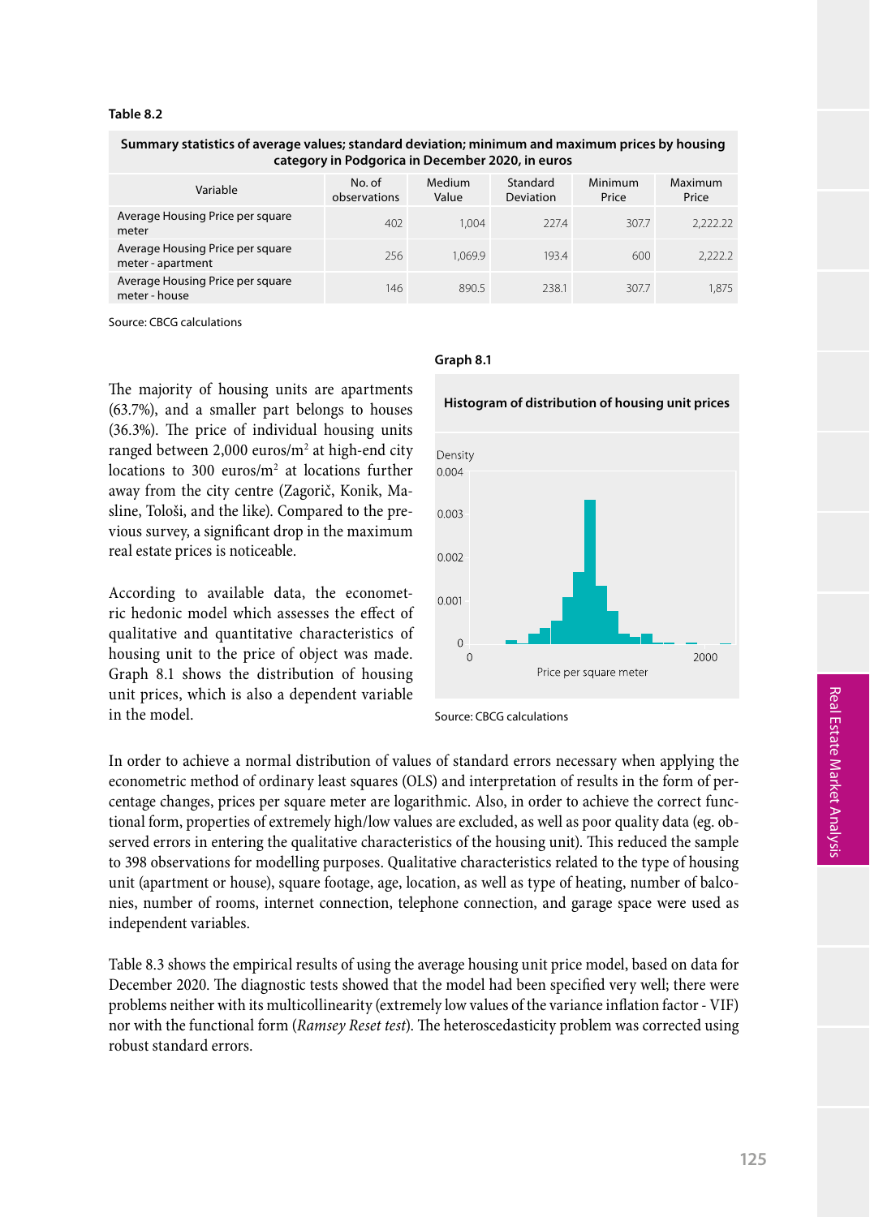**Table 8.2**

| Summary statistics of average values; standard deviation; minimum and maximum prices by housing category in Podgorica in December 2020, in euros | | | | | |
|---|---|---|---|---|---|
| Variable | No. of observations | Medium Value | Standard Deviation | Minimum Price | Maximum Price |
| Average Housing Price per square meter | 402 | 1,004 | 227.4 | 307.7 | 2,222.22 |
| Average Housing Price per square meter - apartment | 256 | 1,069.9 | 193.4 | 600 | 2,222.2 |
| Average Housing Price per square meter - house | 146 | 890.5 | 238.1 | 307.7 | 1,875 |

Source: CBCG calculations

The majority of housing units are apartments (63.7%), and a smaller part belongs to houses (36.3%). The price of individual housing units ranged between 2,000 euros/m² at high-end city locations to 300 euros/m² at locations further away from the city centre (Zagorič, Konik, Masline, Tološi, and the like). Compared to the previous survey, a significant drop in the maximum real estate prices is noticeable.

According to available data, the econometric hedonic model which assesses the effect of qualitative and quantitative characteristics of housing unit to the price of object was made. Graph 8.1 shows the distribution of housing unit prices, which is also a dependent variable in the model.

**Graph 8.1**

**Histogram of distribution of housing unit prices**

Source: CBCG calculations

In order to achieve a normal distribution of values of standard errors necessary when applying the econometric method of ordinary least squares (OLS) and interpretation of results in the form of percentage changes, prices per square meter are logarithmic. Also, in order to achieve the correct functional form, properties of extremely high/low values are excluded, as well as poor quality data (eg. observed errors in entering the qualitative characteristics of the housing unit). This reduced the sample to 398 observations for modelling purposes. Qualitative characteristics related to the type of housing unit (apartment or house), square footage, age, location, as well as type of heating, number of balconies, number of rooms, internet connection, telephone connection, and garage space were used as independent variables.

Table 8.3 shows the empirical results of using the average housing unit price model, based on data for December 2020. The diagnostic tests showed that the model had been specified very well; there were problems neither with its multicollinearity (extremely low values of the variance inflation factor - VIF) nor with the functional form (*Ramsey Reset test*). The heteroscedasticity problem was corrected using robust standard errors.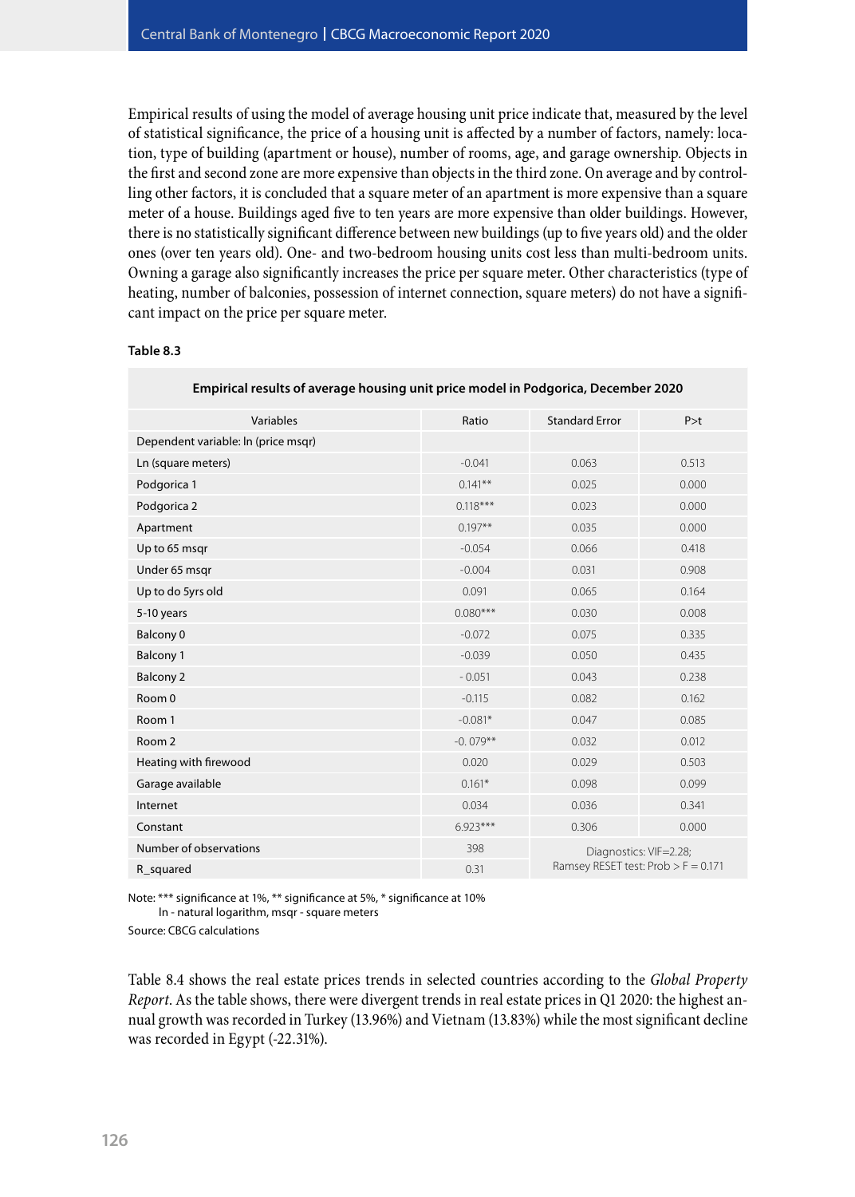Empirical results of using the model of average housing unit price indicate that, measured by the level of statistical significance, the price of a housing unit is affected by a number of factors, namely: location, type of building (apartment or house), number of rooms, age, and garage ownership. Objects in the first and second zone are more expensive than objects in the third zone. On average and by controlling other factors, it is concluded that a square meter of an apartment is more expensive than a square meter of a house. Buildings aged five to ten years are more expensive than older buildings. However, there is no statistically significant difference between new buildings (up to five years old) and the older ones (over ten years old). One- and two-bedroom housing units cost less than multi-bedroom units. Owning a garage also significantly increases the price per square meter. Other characteristics (type of heating, number of balconies, possession of internet connection, square meters) do not have a significant impact on the price per square meter.

**Table 8.3**

**Empirical results of average housing unit price model in Podgorica, December 2020**

| Variables | Ratio | Standard Error | P>t |
|---|---|---|---|
| Dependent variable: ln (price msqr) | | | |
| Ln (square meters) | -0.041 | 0.063 | 0.513 |
| Podgorica 1 | 0.141** | 0.025 | 0.000 |
| Podgorica 2 | 0.118*** | 0.023 | 0.000 |
| Apartment | 0.197** | 0.035 | 0.000 |
| Up to 65 msqr | -0.054 | 0.066 | 0.418 |
| Under 65 msqr | -0.004 | 0.031 | 0.908 |
| Up to do 5yrs old | 0.091 | 0.065 | 0.164 |
| 5-10 years | 0.080*** | 0.030 | 0.008 |
| Balcony 0 | -0.072 | 0.075 | 0.335 |
| Balcony 1 | -0.039 | 0.050 | 0.435 |
| Balcony 2 | - 0.051 | 0.043 | 0.238 |
| Room 0 | -0.115 | 0.082 | 0.162 |
| Room 1 | -0.081* | 0.047 | 0.085 |
| Room 2 | -0. 079** | 0.032 | 0.012 |
| Heating with firewood | 0.020 | 0.029 | 0.503 |
| Garage available | 0.161* | 0.098 | 0.099 |
| Internet | 0.034 | 0.036 | 0.341 |
| Constant | 6.923*** | 0.306 | 0.000 |
| Number of observations | 398 | Diagnostics: VIF=2.28; Ramsey RESET test: Prob > F = 0.171 | |
| R_squared | 0.31 | | |

Note: *** significance at 1%, ** significance at 5%, * significance at 10%
ln - natural logarithm, msqr - square meters

Source: CBCG calculations

Table 8.4 shows the real estate prices trends in selected countries according to the *Global Property Report*. As the table shows, there were divergent trends in real estate prices in Q1 2020: the highest annual growth was recorded in Turkey (13.96%) and Vietnam (13.83%) while the most significant decline was recorded in Egypt (-22.31%).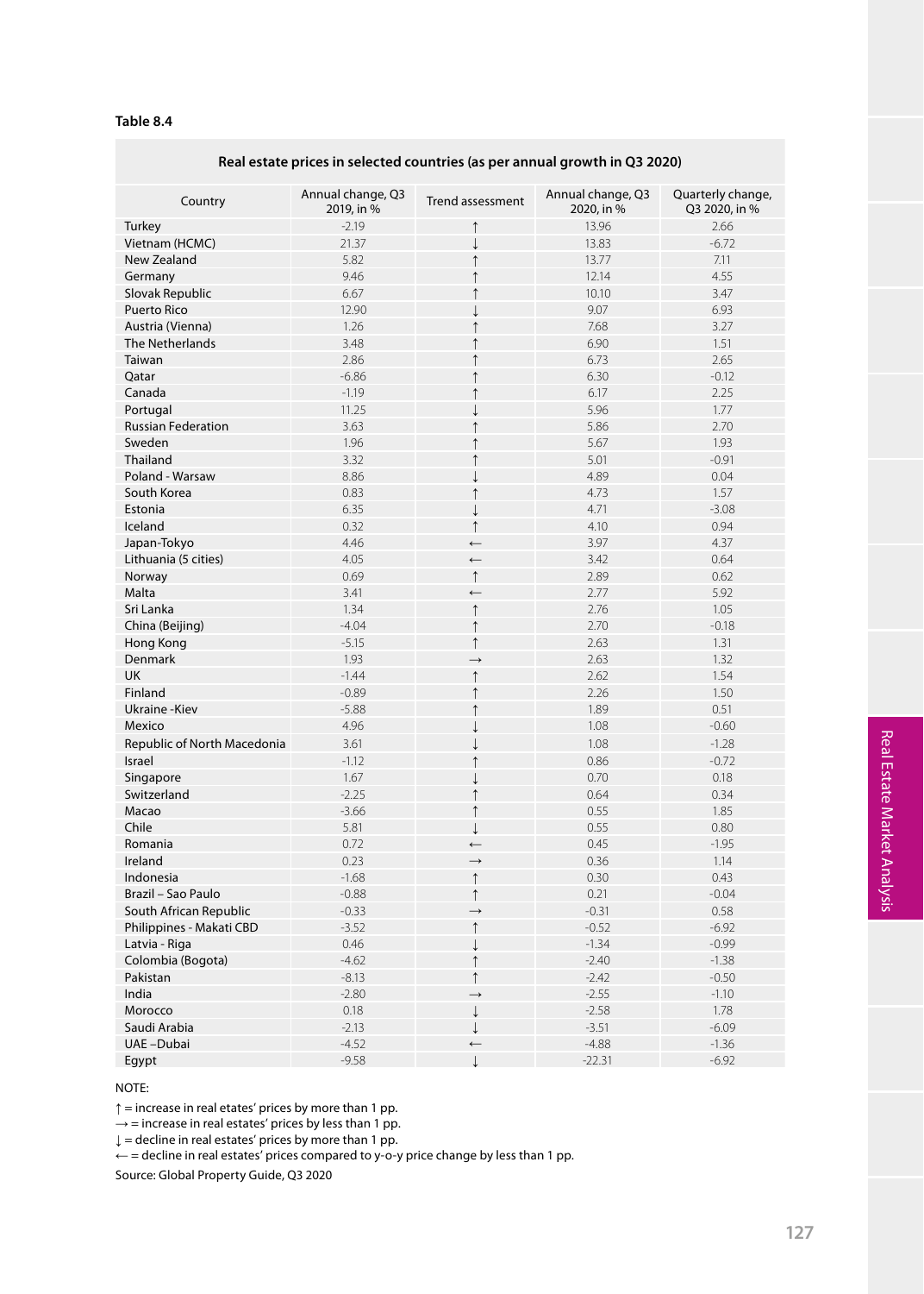**Table 8.4**

| Real estate prices in selected countries (as per annual growth in Q3 2020) | | | | |
|---|---|---|---|---|
| Country | Annual change, Q3 2019, in % | Trend assessment | Annual change, Q3 2020, in % | Quarterly change, Q3 2020, in % |
| Turkey | -2.19 | ↑ | 13.96 | 2.66 |
| Vietnam (HCMC) | 21.37 | ↓ | 13.83 | -6.72 |
| New Zealand | 5.82 | ↑ | 13.77 | 7.11 |
| Germany | 9.46 | ↑ | 12.14 | 4.55 |
| Slovak Republic | 6.67 | ↑ | 10.10 | 3.47 |
| Puerto Rico | 12.90 | ↓ | 9.07 | 6.93 |
| Austria (Vienna) | 1.26 | ↑ | 7.68 | 3.27 |
| The Netherlands | 3.48 | ↑ | 6.90 | 1.51 |
| Taiwan | 2.86 | ↑ | 6.73 | 2.65 |
| Qatar | -6.86 | ↑ | 6.30 | -0.12 |
| Canada | -1.19 | ↑ | 6.17 | 2.25 |
| Portugal | 11.25 | ↓ | 5.96 | 1.77 |
| Russian Federation | 3.63 | ↑ | 5.86 | 2.70 |
| Sweden | 1.96 | ↑ | 5.67 | 1.93 |
| Thailand | 3.32 | ↑ | 5.01 | -0.91 |
| Poland - Warsaw | 8.86 | ↓ | 4.89 | 0.04 |
| South Korea | 0.83 | ↑ | 4.73 | 1.57 |
| Estonia | 6.35 | ↓ | 4.71 | -3.08 |
| Iceland | 0.32 | ↑ | 4.10 | 0.94 |
| Japan-Tokyo | 4.46 | ← | 3.97 | 4.37 |
| Lithuania (5 cities) | 4.05 | ← | 3.42 | 0.64 |
| Norway | 0.69 | ↑ | 2.89 | 0.62 |
| Malta | 3.41 | ← | 2.77 | 5.92 |
| Sri Lanka | 1.34 | ↑ | 2.76 | 1.05 |
| China (Beijing) | -4.04 | ↑ | 2.70 | -0.18 |
| Hong Kong | -5.15 | ↑ | 2.63 | 1.31 |
| Denmark | 1.93 | → | 2.63 | 1.32 |
| UK | -1.44 | ↑ | 2.62 | 1.54 |
| Finland | -0.89 | ↑ | 2.26 | 1.50 |
| Ukraine -Kiev | -5.88 | ↑ | 1.89 | 0.51 |
| Mexico | 4.96 | ↓ | 1.08 | -0.60 |
| Republic of North Macedonia | 3.61 | ↓ | 1.08 | -1.28 |
| Israel | -1.12 | ↑ | 0.86 | -0.72 |
| Singapore | 1.67 | ↓ | 0.70 | 0.18 |
| Switzerland | -2.25 | ↑ | 0.64 | 0.34 |
| Macao | -3.66 | ↑ | 0.55 | 1.85 |
| Chile | 5.81 | ↓ | 0.55 | 0.80 |
| Romania | 0.72 | ← | 0.45 | -1.95 |
| Ireland | 0.23 | → | 0.36 | 1.14 |
| Indonesia | -1.68 | ↑ | 0.30 | 0.43 |
| Brazil – Sao Paulo | -0.88 | ↑ | 0.21 | -0.04 |
| South African Republic | -0.33 | → | -0.31 | 0.58 |
| Philippines - Makati CBD | -3.52 | ↑ | -0.52 | -6.92 |
| Latvia - Riga | 0.46 | ↓ | -1.34 | -0.99 |
| Colombia (Bogota) | -4.62 | ↑ | -2.40 | -1.38 |
| Pakistan | -8.13 | ↑ | -2.42 | -0.50 |
| India | -2.80 | → | -2.55 | -1.10 |
| Morocco | 0.18 | ↓ | -2.58 | 1.78 |
| Saudi Arabia | -2.13 | ↓ | -3.51 | -6.09 |
| UAE –Dubai | -4.52 | ← | -4.88 | -1.36 |
| Egypt | -9.58 | ↓ | -22.31 | -6.92 |

NOTE:

↑ = increase in real etates' prices by more than 1 pp.
→ = increase in real estates' prices by less than 1 pp.
↓ = decline in real estates' prices by more than 1 pp.
← = decline in real estates' prices compared to y-o-y price change by less than 1 pp.

Source: Global Property Guide, Q3 2020